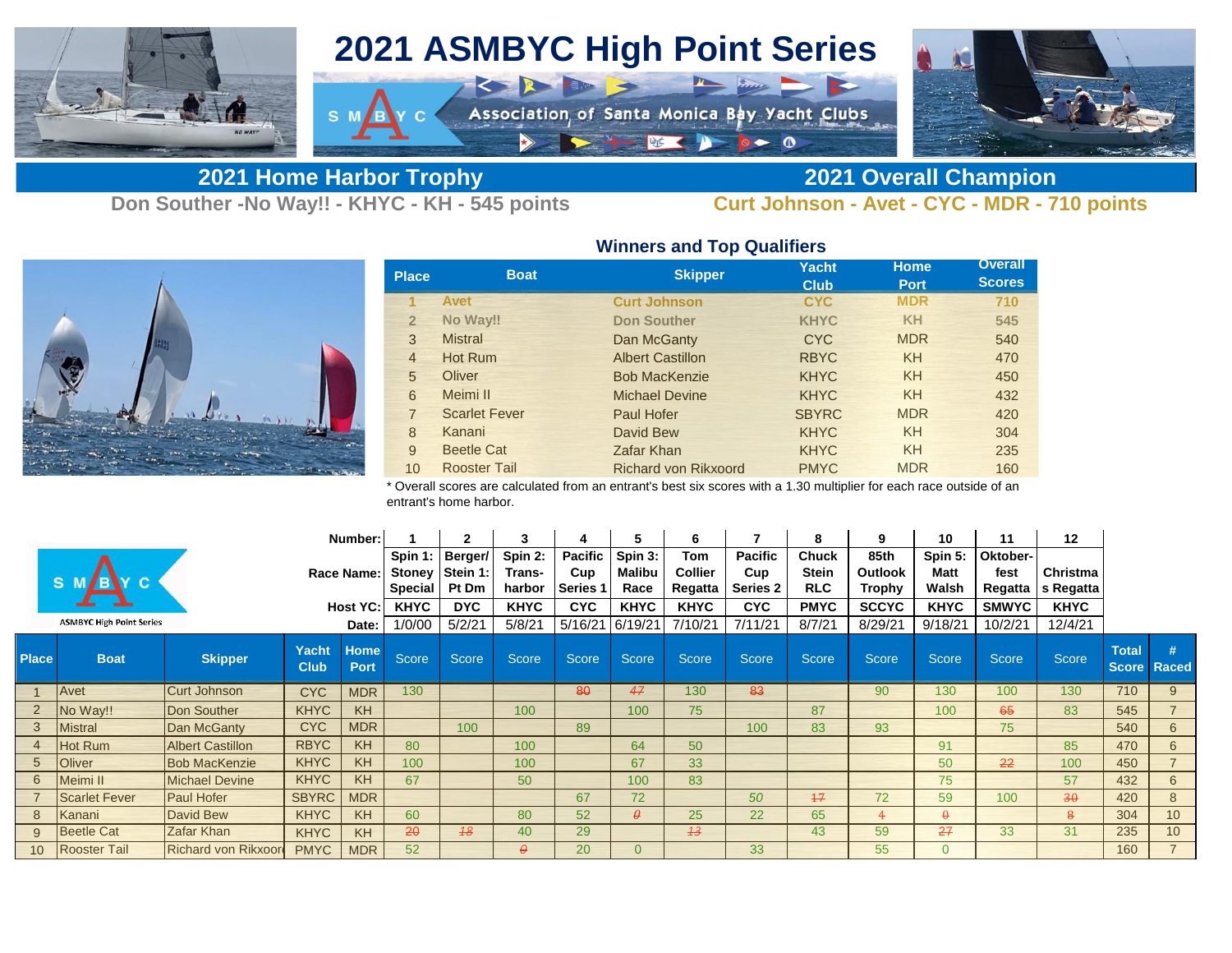# 2021 ASMBYC High Point Series

Association of Santa Monica Bay Yacht Clubs

## 2021 Home Harbor Trophy

**Don Souther -No Way!! - KHYC - KH - 545 points**

## 2021 Overall Champion

**Curt Johnson - Avet - CYC - MDR - 710 points**

### Winners and Top Qualifiers

| Place | Boat | Skipper | Yacht Club | Home Port | Overall Scores |
|---|---|---|---|---|---|
| 1 | Avet | Curt Johnson | CYC | MDR | 710 |
| 2 | No Way!! | Don Souther | KHYC | KH | 545 |
| 3 | Mistral | Dan McGanty | CYC | MDR | 540 |
| 4 | Hot Rum | Albert Castillon | RBYC | KH | 470 |
| 5 | Oliver | Bob MacKenzie | KHYC | KH | 450 |
| 6 | Meimi II | Michael Devine | KHYC | KH | 432 |
| 7 | Scarlet Fever | Paul Hofer | SBYRC | MDR | 420 |
| 8 | Kanani | David Bew | KHYC | KH | 304 |
| 9 | Beetle Cat | Zafar Khan | KHYC | KH | 235 |
| 10 | Rooster Tail | Richard von Rikxoord | PMYC | MDR | 160 |

* Overall scores are calculated from an entrant's best six scores with a 1.30 multiplier for each race outside of an entrant's home harbor.

ASMBYC High Point Series

| | | | | Number: | 1 | 2 | 3 | 4 | 5 | 6 | 7 | 8 | 9 | 10 | 11 | 12 | | |
|---|---|---|---|---|---|---|---|---|---|---|---|---|---|---|---|---|---|---|
| | | | | Race Name: | Spin 1: Stoney Special | Berger/ Stein 1: Pt Dm | Spin 2: Trans-harbor | Pacific Cup Series 1 | Spin 3: Malibu Race | Tom Collier Regatta | Pacific Cup Series 2 | Chuck Stein RLC | 85th Outlook Trophy | Spin 5: Matt Walsh | Oktober-fest Regatta | Christmas Regatta | | |
| | | | | Host YC: | KHYC | DYC | KHYC | CYC | KHYC | KHYC | CYC | PMYC | SCCYC | KHYC | SMWYC | KHYC | | |
| | | | | Date: | 1/0/00 | 5/2/21 | 5/8/21 | 5/16/21 | 6/19/21 | 7/10/21 | 7/11/21 | 8/7/21 | 8/29/21 | 9/18/21 | 10/2/21 | 12/4/21 | | |
| **Place** | **Boat** | **Skipper** | **Yacht Club** | **Home Port** | Score | Score | Score | Score | Score | Score | Score | Score | Score | Score | Score | Score | **Total Score** | **# Raced** |
| 1 | Avet | Curt Johnson | CYC | MDR | 130 | | | ~~80~~ | ~~47~~ | 130 | ~~83~~ | | 90 | 130 | 100 | 130 | 710 | 9 |
| 2 | No Way!! | Don Souther | KHYC | KH | | | 100 | | 100 | 75 | | 87 | | 100 | ~~65~~ | 83 | 545 | 7 |
| 3 | Mistral | Dan McGanty | CYC | MDR | | 100 | | 89 | | | 100 | 83 | 93 | | 75 | | 540 | 6 |
| 4 | Hot Rum | Albert Castillon | RBYC | KH | 80 | | 100 | | 64 | 50 | | | | 91 | | 85 | 470 | 6 |
| 5 | Oliver | Bob MacKenzie | KHYC | KH | 100 | | 100 | | 67 | 33 | | | | 50 | ~~22~~ | 100 | 450 | 7 |
| 6 | Meimi II | Michael Devine | KHYC | KH | 67 | | 50 | | 100 | 83 | | | | 75 | | 57 | 432 | 6 |
| 7 | Scarlet Fever | Paul Hofer | SBYRC | MDR | | | | 67 | 72 | | *50* | ~~17~~ | 72 | 59 | 100 | ~~30~~ | 420 | 8 |
| 8 | Kanani | David Bew | KHYC | KH | 60 | | 80 | 52 | ~~0~~ | 25 | 22 | 65 | ~~4~~ | ~~0~~ | | ~~8~~ | 304 | 10 |
| 9 | Beetle Cat | Zafar Khan | KHYC | KH | ~~20~~ | ~~18~~ | 40 | 29 | | ~~13~~ | | 43 | 59 | ~~27~~ | 33 | 31 | 235 | 10 |
| 10 | Rooster Tail | Richard von Rikxoord | PMYC | MDR | 52 | | ~~0~~ | 20 | 0 | | 33 | | 55 | 0 | | | 160 | 7 |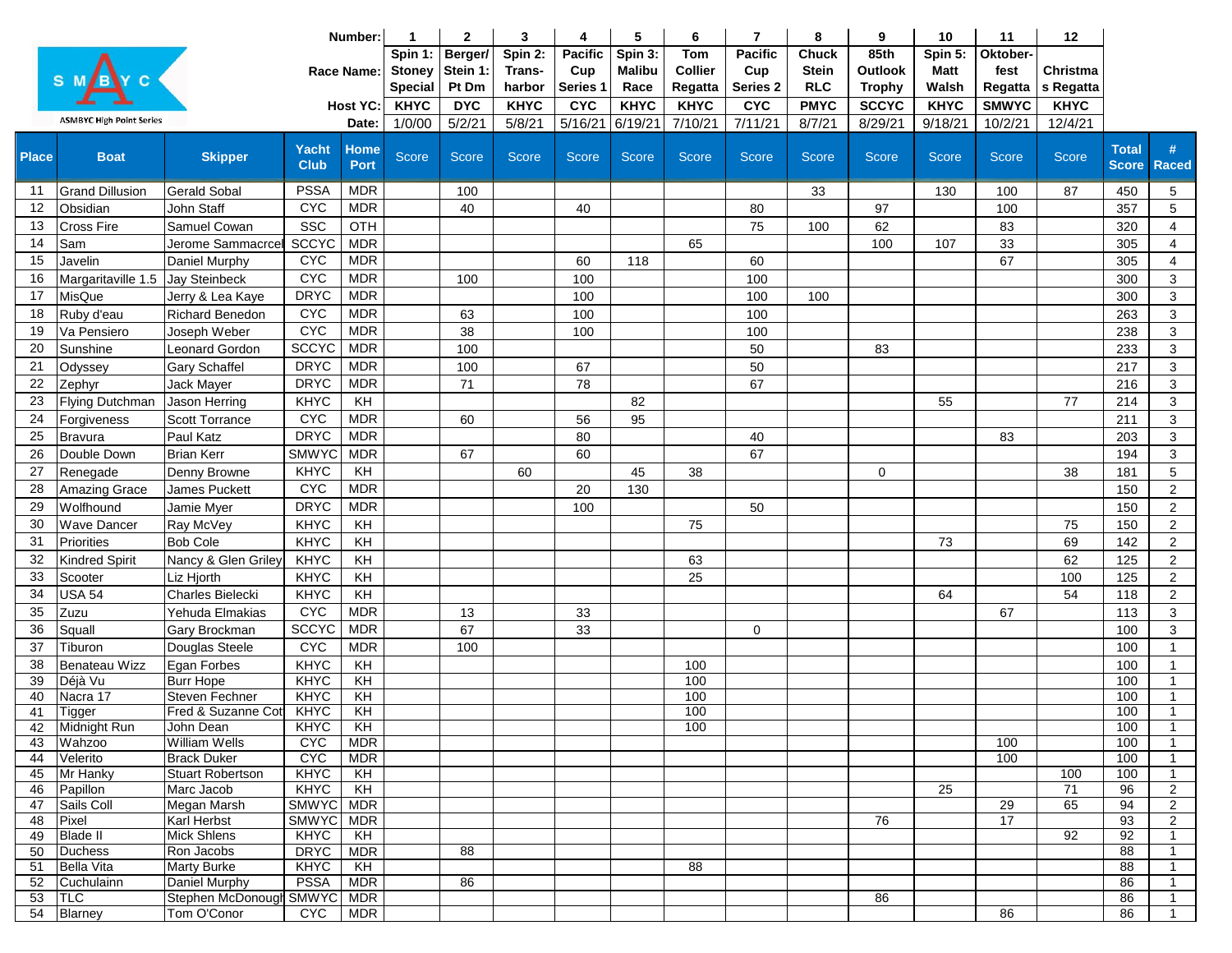SMBYC

ASMBYC High Point Series

| | | Number: | | | 1 | 2 | 3 | 4 | 5 | 6 | 7 | 8 | 9 | 10 | 11 | 12 | | |
|---|---|---|---|---|---|---|---|---|---|---|---|---|---|---|---|---|---|---|
| | | Race Name: | | | Spin 1: Stoney Special | Berger/ Stein 1: Pt Dm | Spin 2: Trans- harbor | Pacific Cup Series 1 | Spin 3: Malibu Race | Tom Collier Regatta | Pacific Cup Series 2 | Chuck Stein RLC | 85th Outlook Trophy | Spin 5: Matt Walsh | Oktober- fest Regatta | Christmas Regatta | | |
| | | Host YC: | | | KHYC | DYC | KHYC | CYC | KHYC | KHYC | CYC | PMYC | SCCYC | KHYC | SMWYC | KHYC | | |
| | | Date: | | | 1/0/00 | 5/2/21 | 5/8/21 | 5/16/21 | 6/19/21 | 7/10/21 | 7/11/21 | 8/7/21 | 8/29/21 | 9/18/21 | 10/2/21 | 12/4/21 | | |
| **Place** | **Boat** | **Skipper** | **Yacht Club** | **Home Port** | Score | Score | Score | Score | Score | Score | Score | Score | Score | Score | Score | Score | **Total Score** | **# Raced** |
| 11 | Grand Dillusion | Gerald Sobal | PSSA | MDR | | 100 | | | | | | 33 | | 130 | 100 | 87 | 450 | 5 |
| 12 | Obsidian | John Staff | CYC | MDR | | 40 | | 40 | | | 80 | | 97 | | 100 | | 357 | 5 |
| 13 | Cross Fire | Samuel Cowan | SSC | OTH | | | | | | | 75 | 100 | 62 | | 83 | | 320 | 4 |
| 14 | Sam | Jerome Sammacrcel | SCCYC | MDR | | | | | | 65 | | | 100 | 107 | 33 | | 305 | 4 |
| 15 | Javelin | Daniel Murphy | CYC | MDR | | | | 60 | 118 | | 60 | | | | 67 | | 305 | 4 |
| 16 | Margaritaville 1.5 | Jay Steinbeck | CYC | MDR | | 100 | | 100 | | | 100 | | | | | | 300 | 3 |
| 17 | MisQue | Jerry & Lea Kaye | DRYC | MDR | | | | 100 | | | 100 | 100 | | | | | 300 | 3 |
| 18 | Ruby d'eau | Richard Benedon | CYC | MDR | | 63 | | 100 | | | 100 | | | | | | 263 | 3 |
| 19 | Va Pensiero | Joseph Weber | CYC | MDR | | 38 | | 100 | | | 100 | | | | | | 238 | 3 |
| 20 | Sunshine | Leonard Gordon | SCCYC | MDR | | 100 | | | | | 50 | | 83 | | | | 233 | 3 |
| 21 | Odyssey | Gary Schaffel | DRYC | MDR | | 100 | | 67 | | | 50 | | | | | | 217 | 3 |
| 22 | Zephyr | Jack Mayer | DRYC | MDR | | 71 | | 78 | | | 67 | | | | | | 216 | 3 |
| 23 | Flying Dutchman | Jason Herring | KHYC | KH | | | | | 82 | | | | | 55 | | 77 | 214 | 3 |
| 24 | Forgiveness | Scott Torrance | CYC | MDR | | 60 | | 56 | 95 | | | | | | | | 211 | 3 |
| 25 | Bravura | Paul Katz | DRYC | MDR | | | | 80 | | | 40 | | | | 83 | | 203 | 3 |
| 26 | Double Down | Brian Kerr | SMWYC | MDR | | 67 | | 60 | | | 67 | | | | | | 194 | 3 |
| 27 | Renegade | Denny Browne | KHYC | KH | | | 60 | | 45 | 38 | | | 0 | | | 38 | 181 | 5 |
| 28 | Amazing Grace | James Puckett | CYC | MDR | | | | 20 | 130 | | | | | | | | 150 | 2 |
| 29 | Wolfhound | Jamie Myer | DRYC | MDR | | | | 100 | | | 50 | | | | | | 150 | 2 |
| 30 | Wave Dancer | Ray McVey | KHYC | KH | | | | | | 75 | | | | | | 75 | 150 | 2 |
| 31 | Priorities | Bob Cole | KHYC | KH | | | | | | | | | | 73 | | 69 | 142 | 2 |
| 32 | Kindred Spirit | Nancy & Glen Griley | KHYC | KH | | | | | | 63 | | | | | | 62 | 125 | 2 |
| 33 | Scooter | Liz Hjorth | KHYC | KH | | | | | | 25 | | | | | | 100 | 125 | 2 |
| 34 | USA 54 | Charles Bielecki | KHYC | KH | | | | | | | | | | 64 | | 54 | 118 | 2 |
| 35 | Zuzu | Yehuda Elmakias | CYC | MDR | | 13 | | 33 | | | | | | | 67 | | 113 | 3 |
| 36 | Squall | Gary Brockman | SCCYC | MDR | | 67 | | 33 | | | 0 | | | | | | 100 | 3 |
| 37 | Tiburon | Douglas Steele | CYC | MDR | | 100 | | | | | | | | | | | 100 | 1 |
| 38 | Benateau Wizz | Egan Forbes | KHYC | KH | | | | | | 100 | | | | | | | 100 | 1 |
| 39 | Déjà Vu | Burr Hope | KHYC | KH | | | | | | 100 | | | | | | | 100 | 1 |
| 40 | Nacra 17 | Steven Fechner | KHYC | KH | | | | | | 100 | | | | | | | 100 | 1 |
| 41 | Tigger | Fred & Suzanne Cot | KHYC | KH | | | | | | 100 | | | | | | | 100 | 1 |
| 42 | Midnight Run | John Dean | KHYC | KH | | | | | | 100 | | | | | | | 100 | 1 |
| 43 | Wahzoo | William Wells | CYC | MDR | | | | | | | | | | | 100 | | 100 | 1 |
| 44 | Velerito | Brack Duker | CYC | MDR | | | | | | | | | | | 100 | | 100 | 1 |
| 45 | Mr Hanky | Stuart Robertson | KHYC | KH | | | | | | | | | | | | 100 | 100 | 1 |
| 46 | Papillon | Marc Jacob | KHYC | KH | | | | | | | | | | 25 | | 71 | 96 | 2 |
| 47 | Sails Coll | Megan Marsh | SMWYC | MDR | | | | | | | | | | | 29 | 65 | 94 | 2 |
| 48 | Pixel | Karl Herbst | SMWYC | MDR | | | | | | | | | 76 | | 17 | | 93 | 2 |
| 49 | Blade II | Mick Shlens | KHYC | KH | | | | | | | | | | | | 92 | 92 | 1 |
| 50 | Duchess | Ron Jacobs | DRYC | MDR | | 88 | | | | | | | | | | | 88 | 1 |
| 51 | Bella Vita | Marty Burke | KHYC | KH | | | | | | 88 | | | | | | | 88 | 1 |
| 52 | Cuchulainn | Daniel Murphy | PSSA | MDR | | 86 | | | | | | | | | | | 86 | 1 |
| 53 | TLC | Stephen McDonough | SMWYC | MDR | | | | | | | | | 86 | | | | 86 | 1 |
| 54 | Blarney | Tom O'Conor | CYC | MDR | | | | | | | | | | | 86 | | 86 | 1 |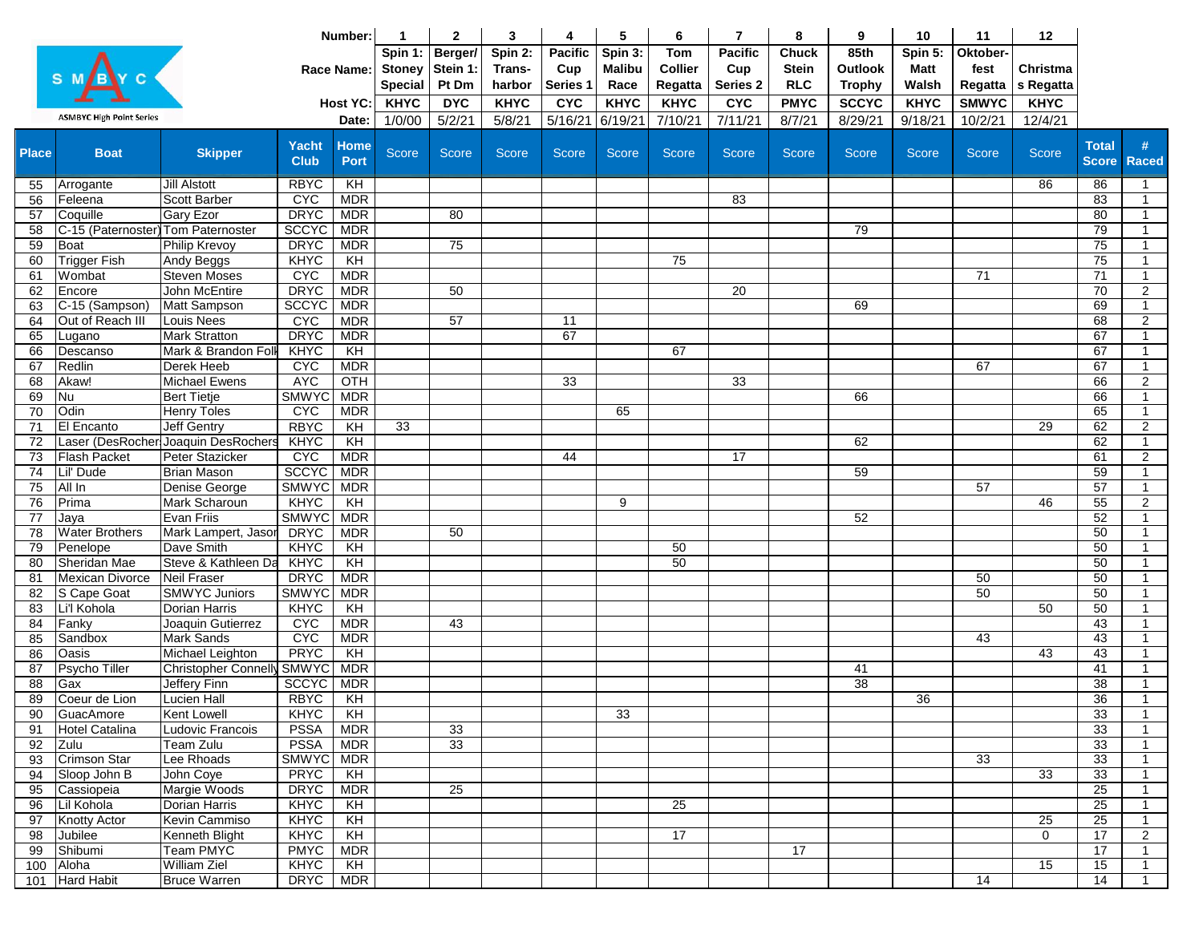SMBYC

ASMBYC High Point Series

| Place | Boat | Skipper | Yacht Club | Home Port | 1 Spin 1: Stoney Special KHYC 1/0/00 Score | 2 Berger/ Stein 1: Pt Dm DYC 5/2/21 Score | 3 Spin 2: Trans-harbor KHYC 5/8/21 Score | 4 Pacific Cup Series 1 CYC 5/16/21 Score | 5 Spin 3: Malibu Race KHYC 6/19/21 Score | 6 Tom Collier Regatta KHYC 7/10/21 Score | 7 Pacific Cup Series 2 CYC 7/11/21 Score | 8 Chuck Stein RLC PMYC 8/7/21 Score | 9 85th Outlook Trophy SCCYC 8/29/21 Score | 10 Spin 5: Matt Walsh KHYC 9/18/21 Score | 11 Oktober-fest Regatta SMWYC 10/2/21 Score | 12 Christmas Regatta KHYC 12/4/21 Score | Total Score | # Raced |
|---|---|---|---|---|---|---|---|---|---|---|---|---|---|---|---|---|---|---|
| 55 | Arrogante | Jill Alstott | RBYC | KH | | | | | | | | | | | | 86 | 86 | 1 |
| 56 | Feleena | Scott Barber | CYC | MDR | | | | | | | 83 | | | | | | 83 | 1 |
| 57 | Coquille | Gary Ezor | DRYC | MDR | | 80 | | | | | | | | | | | 80 | 1 |
| 58 | C-15 (Paternoster) | Tom Paternoster | SCCYC | MDR | | | | | | | | | 79 | | | | 79 | 1 |
| 59 | Boat | Philip Krevoy | DRYC | MDR | | 75 | | | | | | | | | | | 75 | 1 |
| 60 | Trigger Fish | Andy Beggs | KHYC | KH | | | | | | 75 | | | | | | | 75 | 1 |
| 61 | Wombat | Steven Moses | CYC | MDR | | | | | | | | | | | 71 | | 71 | 1 |
| 62 | Encore | John McEntire | DRYC | MDR | | 50 | | | | | 20 | | | | | | 70 | 2 |
| 63 | C-15 (Sampson) | Matt Sampson | SCCYC | MDR | | | | | | | | | 69 | | | | 69 | 1 |
| 64 | Out of Reach III | Louis Nees | CYC | MDR | | 57 | | 11 | | | | | | | | | 68 | 2 |
| 65 | Lugano | Mark Stratton | DRYC | MDR | | | | 67 | | | | | | | | | 67 | 1 |
| 66 | Descanso | Mark & Brandon Folk | KHYC | KH | | | | | | 67 | | | | | | | 67 | 1 |
| 67 | Redlin | Derek Heeb | CYC | MDR | | | | | | | | | | | 67 | | 67 | 1 |
| 68 | Akaw! | Michael Ewens | AYC | OTH | | | | 33 | | | 33 | | | | | | 66 | 2 |
| 69 | Nu | Bert Tietje | SMWYC | MDR | | | | | | | | | 66 | | | | 66 | 1 |
| 70 | Odin | Henry Toles | CYC | MDR | | | | | 65 | | | | | | | | 65 | 1 |
| 71 | El Encanto | Jeff Gentry | RBYC | KH | 33 | | | | | | | | | | | 29 | 62 | 2 |
| 72 | Laser (DesRocher | Joaquin DesRochers | KHYC | KH | | | | | | | | | 62 | | | | 62 | 1 |
| 73 | Flash Packet | Peter Stazicker | CYC | MDR | | | | 44 | | | 17 | | | | | | 61 | 2 |
| 74 | Lil' Dude | Brian Mason | SCCYC | MDR | | | | | | | | | 59 | | | | 59 | 1 |
| 75 | All In | Denise George | SMWYC | MDR | | | | | | | | | | | 57 | | 57 | 1 |
| 76 | Prima | Mark Scharoun | KHYC | KH | | | | | 9 | | | | | | | 46 | 55 | 2 |
| 77 | Jaya | Evan Friis | SMWYC | MDR | | | | | | | | | 52 | | | | 52 | 1 |
| 78 | Water Brothers | Mark Lampert, Jason | DRYC | MDR | | 50 | | | | | | | | | | | 50 | 1 |
| 79 | Penelope | Dave Smith | KHYC | KH | | | | | | 50 | | | | | | | 50 | 1 |
| 80 | Sheridan Mae | Steve & Kathleen Da | KHYC | KH | | | | | | 50 | | | | | | | 50 | 1 |
| 81 | Mexican Divorce | Neil Fraser | DRYC | MDR | | | | | | | | | | | 50 | | 50 | 1 |
| 82 | S Cape Goat | SMWYC Juniors | SMWYC | MDR | | | | | | | | | | | 50 | | 50 | 1 |
| 83 | Li'l Kohola | Dorian Harris | KHYC | KH | | | | | | | | | | | | 50 | 50 | 1 |
| 84 | Fanky | Joaquin Gutierrez | CYC | MDR | | 43 | | | | | | | | | | | 43 | 1 |
| 85 | Sandbox | Mark Sands | CYC | MDR | | | | | | | | | | | 43 | | 43 | 1 |
| 86 | Oasis | Michael Leighton | PRYC | KH | | | | | | | | | | | | 43 | 43 | 1 |
| 87 | Psycho Tiller | Christopher Connelly | SMWYC | MDR | | | | | | | | | 41 | | | | 41 | 1 |
| 88 | Gax | Jeffery Finn | SCCYC | MDR | | | | | | | | | 38 | | | | 38 | 1 |
| 89 | Coeur de Lion | Lucien Hall | RBYC | KH | | | | | | | | | | 36 | | | 36 | 1 |
| 90 | GuacAmore | Kent Lowell | KHYC | KH | | | | | 33 | | | | | | | | 33 | 1 |
| 91 | Hotel Catalina | Ludovic Francois | PSSA | MDR | | 33 | | | | | | | | | | | 33 | 1 |
| 92 | Zulu | Team Zulu | PSSA | MDR | | 33 | | | | | | | | | | | 33 | 1 |
| 93 | Crimson Star | Lee Rhoads | SMWYC | MDR | | | | | | | | | | | 33 | | 33 | 1 |
| 94 | Sloop John B | John Coye | PRYC | KH | | | | | | | | | | | | 33 | 33 | 1 |
| 95 | Cassiopeia | Margie Woods | DRYC | MDR | | 25 | | | | | | | | | | | 25 | 1 |
| 96 | Lil Kohola | Dorian Harris | KHYC | KH | | | | | | 25 | | | | | | | 25 | 1 |
| 97 | Knotty Actor | Kevin Cammiso | KHYC | KH | | | | | | | | | | | | 25 | 25 | 1 |
| 98 | Jubilee | Kenneth Blight | KHYC | KH | | | | | | 17 | | | | | | 0 | 17 | 2 |
| 99 | Shibumi | Team PMYC | PMYC | MDR | | | | | | | | 17 | | | | | 17 | 1 |
| 100 | Aloha | William Ziel | KHYC | KH | | | | | | | | | | | | 15 | 15 | 1 |
| 101 | Hard Habit | Bruce Warren | DRYC | MDR | | | | | | | | | | | 14 | | 14 | 1 |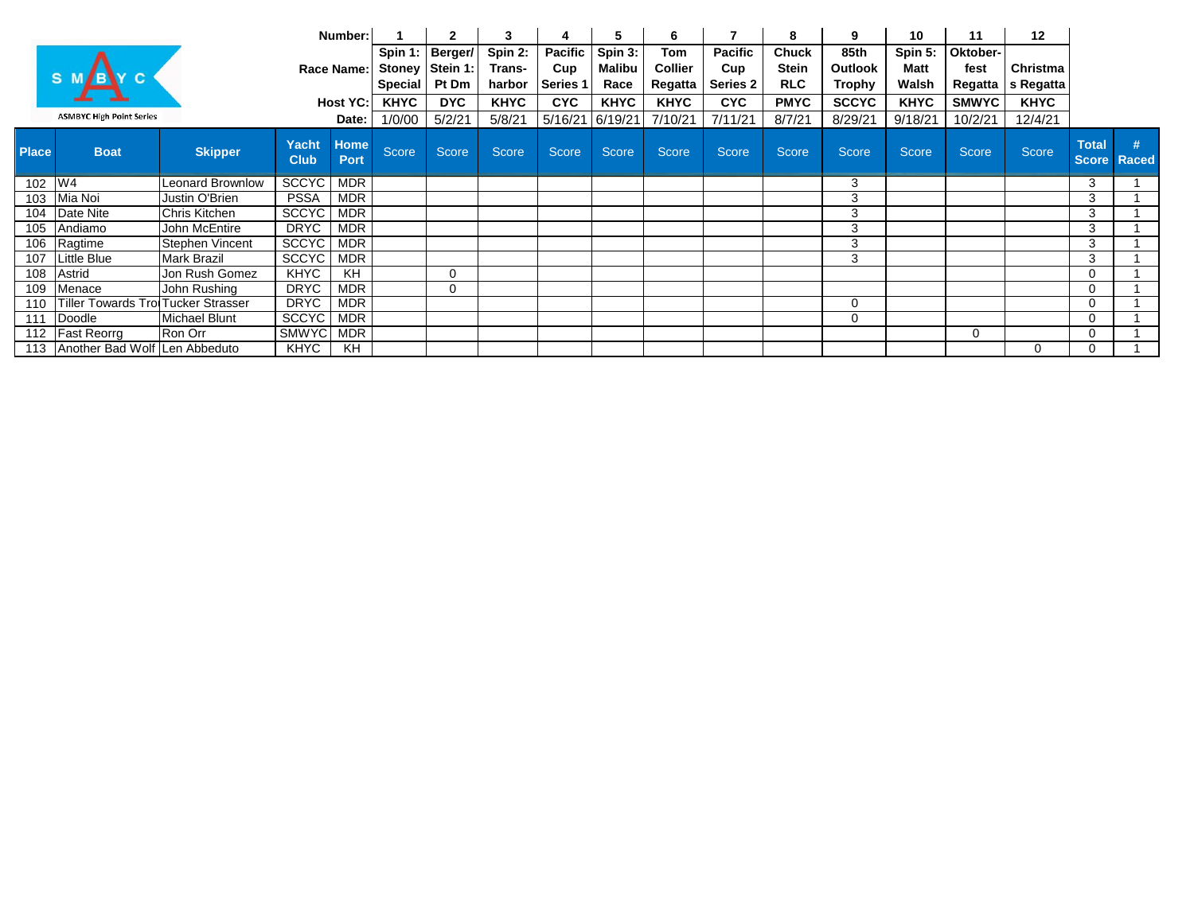| | | | | Number: | 1 | 2 | 3 | 4 | 5 | 6 | 7 | 8 | 9 | 10 | 11 | 12 | | |
|---|---|---|---|---|---|---|---|---|---|---|---|---|---|---|---|---|---|---|
| | | | | Race Name: | Spin 1: Stoney Special | Berger/ Stein 1: Pt Dm | Spin 2: Trans-harbor | Pacific Cup Series 1 | Spin 3: Malibu Race | Tom Collier Regatta | Pacific Cup Series 2 | Chuck Stein RLC | 85th Outlook Trophy | Spin 5: Matt Walsh | Oktober-fest Regatta | Christmas Regatta | | |
| | | | | Host YC: | KHYC | DYC | KHYC | CYC | KHYC | KHYC | CYC | PMYC | SCCYC | KHYC | SMWYC | KHYC | | |
| | ASMBYC High Point Series | | | Date: | 1/0/00 | 5/2/21 | 5/8/21 | 5/16/21 | 6/19/21 | 7/10/21 | 7/11/21 | 8/7/21 | 8/29/21 | 9/18/21 | 10/2/21 | 12/4/21 | | |
| Place | Boat | Skipper | Yacht Club | Home Port | Score | Score | Score | Score | Score | Score | Score | Score | Score | Score | Score | Score | Total Score | # Raced |
| 102 | W4 | Leonard Brownlow | SCCYC | MDR | | | | | | | | | 3 | | | | 3 | 1 |
| 103 | Mia Noi | Justin O'Brien | PSSA | MDR | | | | | | | | | 3 | | | | 3 | 1 |
| 104 | Date Nite | Chris Kitchen | SCCYC | MDR | | | | | | | | | 3 | | | | 3 | 1 |
| 105 | Andiamo | John McEntire | DRYC | MDR | | | | | | | | | 3 | | | | 3 | 1 |
| 106 | Ragtime | Stephen Vincent | SCCYC | MDR | | | | | | | | | 3 | | | | 3 | 1 |
| 107 | Little Blue | Mark Brazil | SCCYC | MDR | | | | | | | | | 3 | | | | 3 | 1 |
| 108 | Astrid | Jon Rush Gomez | KHYC | KH | | 0 | | | | | | | | | | | 0 | 1 |
| 109 | Menace | John Rushing | DRYC | MDR | | 0 | | | | | | | | | | | 0 | 1 |
| 110 | Tiller Towards Tro | Tucker Strasser | DRYC | MDR | | | | | | | | | 0 | | | | 0 | 1 |
| 111 | Doodle | Michael Blunt | SCCYC | MDR | | | | | | | | | 0 | | | | 0 | 1 |
| 112 | Fast Reorrg | Ron Orr | SMWYC | MDR | | | | | | | | | | | 0 | | 0 | 1 |
| 113 | Another Bad Wolf | Len Abbeduto | KHYC | KH | | | | | | | | | | | | 0 | 0 | 1 |